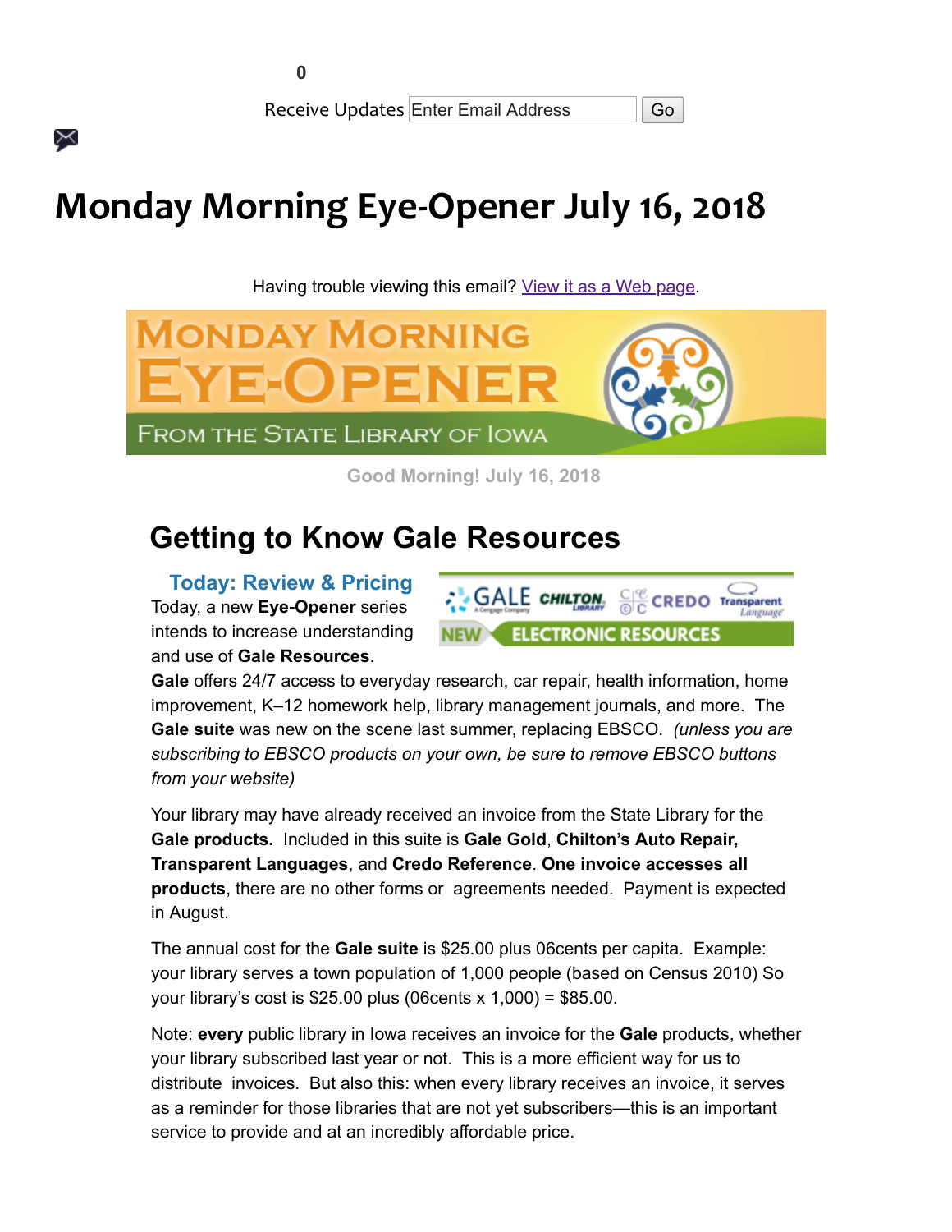0

Receive Updates Enter Email Address Go

# Monday Morning Eye-Opener July 16, 2018

Having trouble viewing this email? View it as a Web page.

Good Morning! July 16, 2018

## Getting to Know Gale Resources

### Today: Review & Pricing

Today, a new **Eye-Opener** series intends to increase understanding and use of **Gale Resources**.

**Gale** offers 24/7 access to everyday research, car repair, health information, home improvement, K–12 homework help, library management journals, and more. The **Gale suite** was new on the scene last summer, replacing EBSCO. *(unless you are subscribing to EBSCO products on your own, be sure to remove EBSCO buttons from your website)*

Your library may have already received an invoice from the State Library for the **Gale products.** Included in this suite is **Gale Gold**, **Chilton's Auto Repair, Transparent Languages**, and **Credo Reference**. **One invoice accesses all products**, there are no other forms or agreements needed. Payment is expected in August.

The annual cost for the **Gale suite** is $25.00 plus 06cents per capita. Example: your library serves a town population of 1,000 people (based on Census 2010) So your library's cost is $25.00 plus (06cents x 1,000) = $85.00.

Note: **every** public library in Iowa receives an invoice for the **Gale** products, whether your library subscribed last year or not. This is a more efficient way for us to distribute invoices. But also this: when every library receives an invoice, it serves as a reminder for those libraries that are not yet subscribers—this is an important service to provide and at an incredibly affordable price.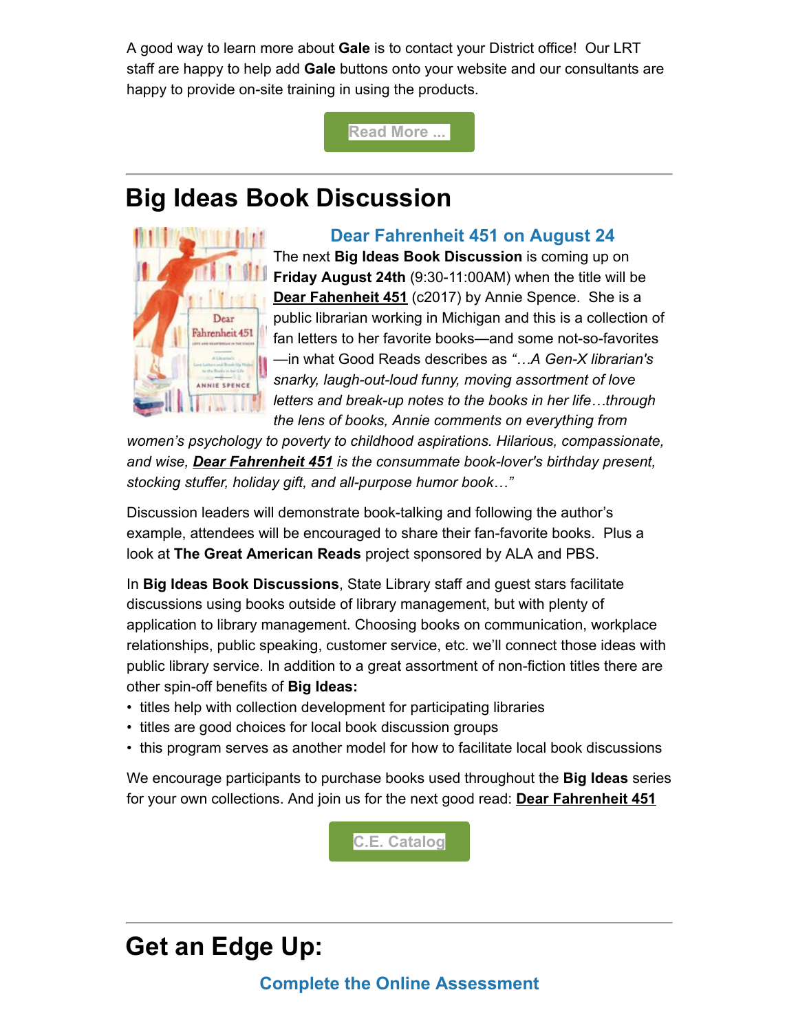A good way to learn more about **Gale** is to contact your District office! Our LRT staff are happy to help add **Gale** buttons onto your website and our consultants are happy to provide on-site training in using the products.

Read More ...

---

# Big Ideas Book Discussion

### Dear Fahrenheit 451 on August 24

The next **Big Ideas Book Discussion** is coming up on **Friday August 24th** (9:30-11:00AM) when the title will be **Dear Fahenheit 451** (c2017) by Annie Spence. She is a public librarian working in Michigan and this is a collection of fan letters to her favorite books—and some not-so-favorites—in what Good Reads describes as *"…A Gen-X librarian's snarky, laugh-out-loud funny, moving assortment of love letters and break-up notes to the books in her life…through the lens of books, Annie comments on everything from women's psychology to poverty to childhood aspirations. Hilarious, compassionate, and wise, **Dear Fahrenheit 451** is the consummate book-lover's birthday present, stocking stuffer, holiday gift, and all-purpose humor book…"*

Discussion leaders will demonstrate book-talking and following the author's example, attendees will be encouraged to share their fan-favorite books. Plus a look at **The Great American Reads** project sponsored by ALA and PBS.

In **Big Ideas Book Discussions**, State Library staff and guest stars facilitate discussions using books outside of library management, but with plenty of application to library management. Choosing books on communication, workplace relationships, public speaking, customer service, etc. we'll connect those ideas with public library service. In addition to a great assortment of non-fiction titles there are other spin-off benefits of **Big Ideas:**

- titles help with collection development for participating libraries
- titles are good choices for local book discussion groups
- this program serves as another model for how to facilitate local book discussions

We encourage participants to purchase books used throughout the **Big Ideas** series for your own collections. And join us for the next good read: **Dear Fahrenheit 451**

C.E. Catalog

---

# Get an Edge Up:

### Complete the Online Assessment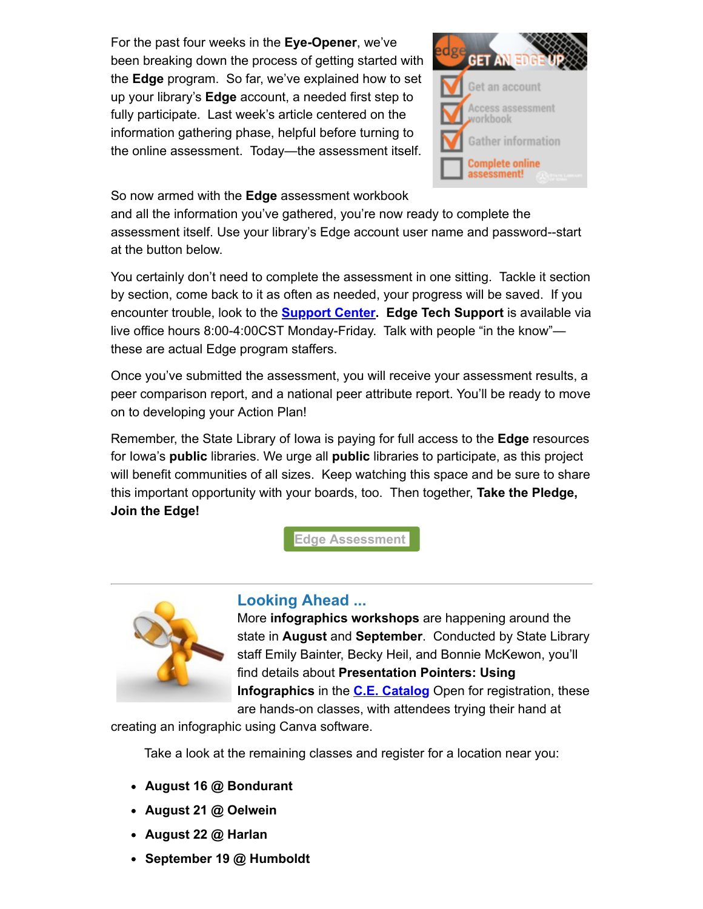For the past four weeks in the **Eye-Opener**, we've been breaking down the process of getting started with the **Edge** program. So far, we've explained how to set up your library's **Edge** account, a needed first step to fully participate. Last week's article centered on the information gathering phase, helpful before turning to the online assessment. Today—the assessment itself.

So now armed with the **Edge** assessment workbook and all the information you've gathered, you're now ready to complete the assessment itself. Use your library's Edge account user name and password--start at the button below.

You certainly don't need to complete the assessment in one sitting. Tackle it section by section, come back to it as often as needed, your progress will be saved. If you encounter trouble, look to the **Support Center**. **Edge Tech Support** is available via live office hours 8:00-4:00CST Monday-Friday. Talk with people "in the know"—these are actual Edge program staffers.

Once you've submitted the assessment, you will receive your assessment results, a peer comparison report, and a national peer attribute report. You'll be ready to move on to developing your Action Plan!

Remember, the State Library of Iowa is paying for full access to the **Edge** resources for Iowa's **public** libraries. We urge all **public** libraries to participate, as this project will benefit communities of all sizes. Keep watching this space and be sure to share this important opportunity with your boards, too. Then together, **Take the Pledge, Join the Edge!**

Edge Assessment

---

## Looking Ahead ...

More **infographics workshops** are happening around the state in **August** and **September**. Conducted by State Library staff Emily Bainter, Becky Heil, and Bonnie McKewon, you'll find details about **Presentation Pointers: Using Infographics** in the **C.E. Catalog** Open for registration, these are hands-on classes, with attendees trying their hand at creating an infographic using Canva software.

Take a look at the remaining classes and register for a location near you:

- **August 16 @ Bondurant**
- **August 21 @ Oelwein**
- **August 22 @ Harlan**
- **September 19 @ Humboldt**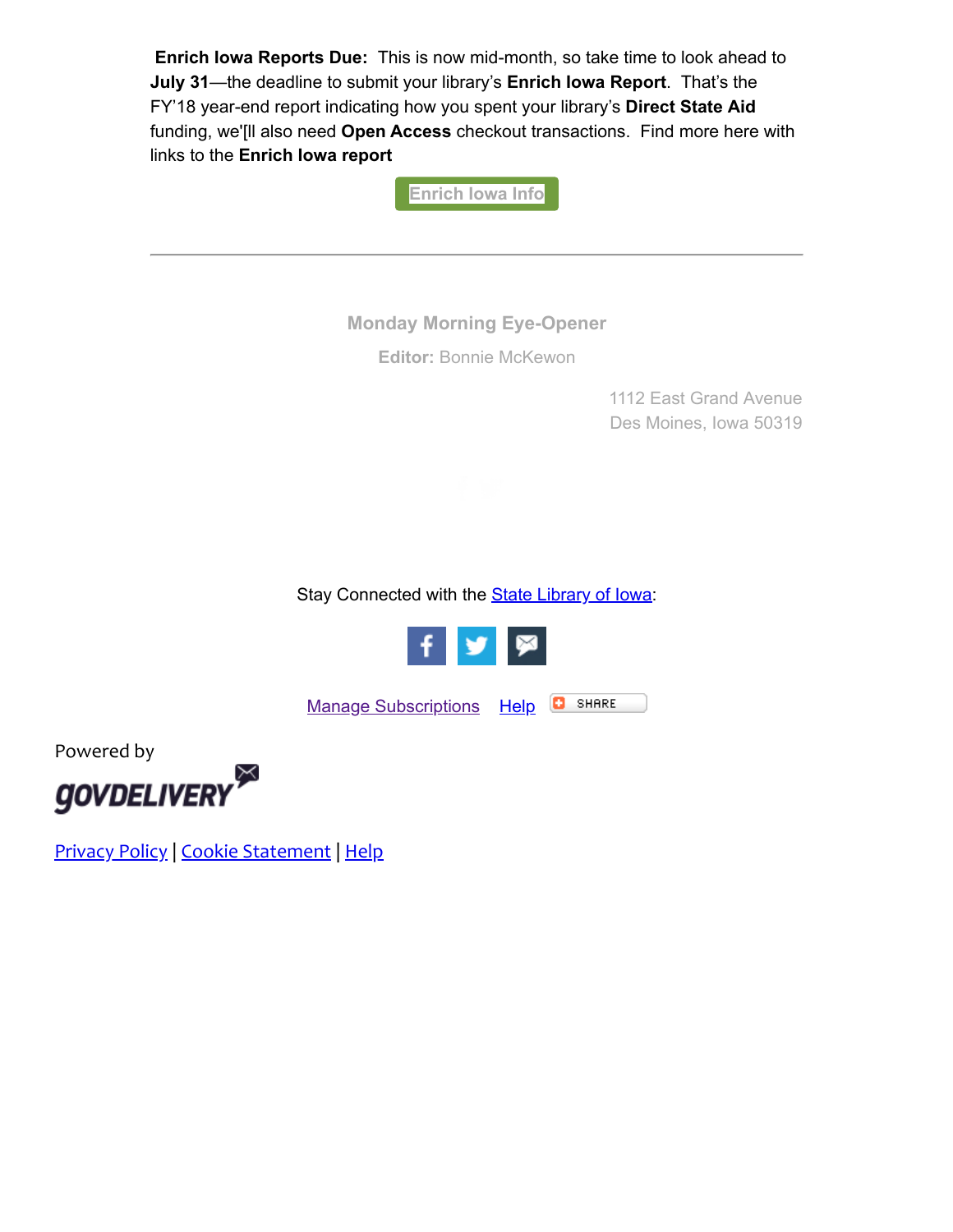**Enrich Iowa Reports Due:** This is now mid-month, so take time to look ahead to **July 31**—the deadline to submit your library's **Enrich Iowa Report**. That's the FY'18 year-end report indicating how you spent your library's **Direct State Aid** funding, we'[ll also need **Open Access** checkout transactions. Find more here with links to the **Enrich Iowa report**

Enrich Iowa Info

---

**Monday Morning Eye-Opener**

**Editor:** Bonnie McKewon

1112 East Grand Avenue
Des Moines, Iowa 50319

Stay Connected with the State Library of Iowa:

Manage Subscriptions Help SHARE

Powered by
GOVDELIVERY

Privacy Policy | Cookie Statement | Help